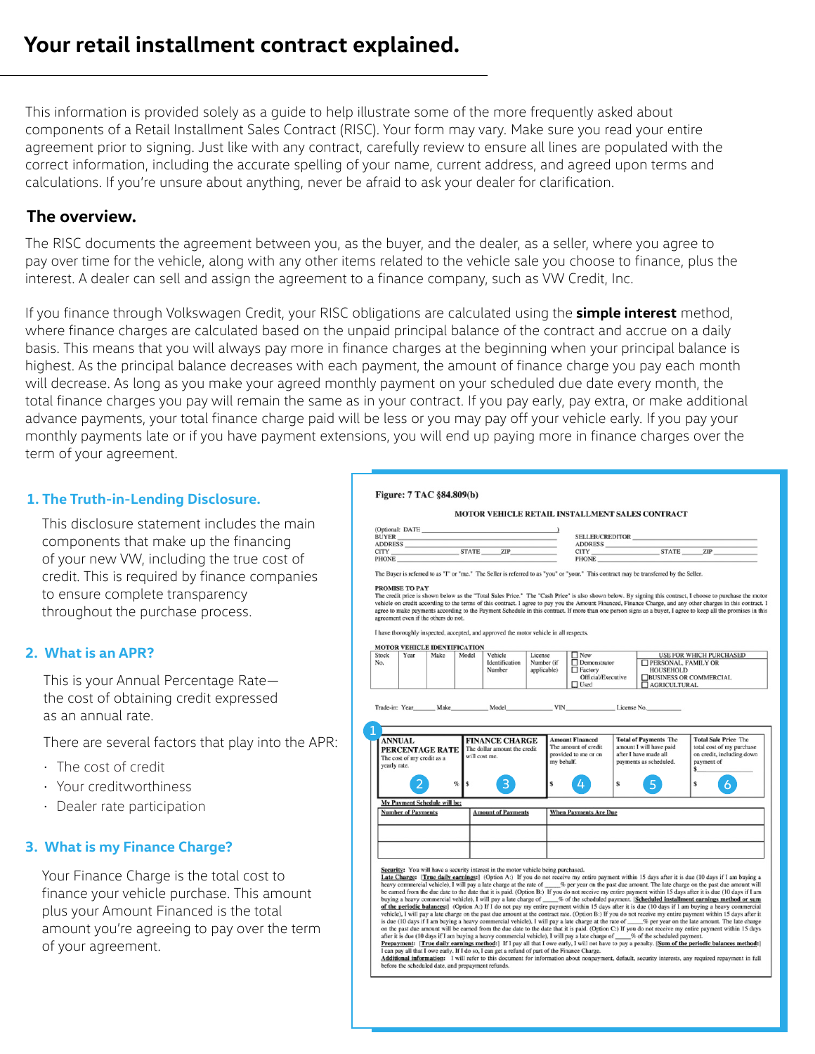# Your retail installment contract explained.

This information is provided solely as a guide to help illustrate some of the more frequently asked about components of a Retail Installment Sales Contract (RISC). Your form may vary. Make sure you read your entire agreement prior to signing. Just like with any contract, carefully review to ensure all lines are populated with the correct information, including the accurate spelling of your name, current address, and agreed upon terms and calculations. If you're unsure about anything, never be afraid to ask your dealer for clarification.

## The overview.

The RISC documents the agreement between you, as the buyer, and the dealer, as a seller, where you agree to pay over time for the vehicle, along with any other items related to the vehicle sale you choose to finance, plus the interest. A dealer can sell and assign the agreement to a finance company, such as VW Credit, Inc.

If you finance through Volkswagen Credit, your RISC obligations are calculated using the **simple interest** method, where finance charges are calculated based on the unpaid principal balance of the contract and accrue on a daily basis. This means that you will always pay more in finance charges at the beginning when your principal balance is highest. As the principal balance decreases with each payment, the amount of finance charge you pay each month will decrease. As long as you make your agreed monthly payment on your scheduled due date every month, the total finance charges you pay will remain the same as in your contract. If you pay early, pay extra, or make additional advance payments, your total finance charge paid will be less or you may pay off your vehicle early. If you pay your monthly payments late or if you have payment extensions, you will end up paying more in finance charges over the term of your agreement.

### 1. The Truth-in-Lending Disclosure.

This disclosure statement includes the main components that make up the financing of your new VW, including the true cost of credit. This is required by finance companies to ensure complete transparency throughout the purchase process.

### 2. What is an APR?

This is your Annual Percentage Rate—the cost of obtaining credit expressed as an annual rate.

There are several factors that play into the APR:

- The cost of credit
- Your creditworthiness
- Dealer rate participation

### 3. What is my Finance Charge?

Your Finance Charge is the total cost to finance your vehicle purchase. This amount plus your Amount Financed is the total amount you're agreeing to pay over the term of your agreement.

---

**Figure: 7 TAC §84.809(b)**

**MOTOR VEHICLE RETAIL INSTALLMENT SALES CONTRACT**

(Optional: DATE ______________________________)

| | |
|---|---|
| BUYER ______________________ | SELLER/CREDITOR ______________________ |
| ADDRESS ______________________ | ADDRESS ______________________ |
| CITY ________ STATE _____ ZIP _______ | CITY ________ STATE _____ ZIP _______ |
| PHONE ______________________ | PHONE ______________________ |

The Buyer is referred to as "I" or "me." The Seller is referred to as "you" or "your." This contract may be transferred by the Seller.

**PROMISE TO PAY**
The credit price is shown below as the "Total Sales Price." The "Cash Price" is also shown below. By signing this contract, I choose to purchase the motor vehicle on credit according to the terms of this contract. I agree to pay you the Amount Financed, Finance Charge, and any other charges in this contract. I agree to make payments according to the Payment Schedule in this contract. If more than one person signs as a buyer, I agree to keep all the promises in this agreement even if the others do not.

I have thoroughly inspected, accepted, and approved the motor vehicle in all respects.

**MOTOR VEHICLE IDENTIFICATION**

| Stock No. | Year | Make | Model | Vehicle Identification Number | License Number (if applicable) | ☐ New ☐ Demonstrator ☐ Factory Official/Executive ☐ Used | USE FOR WHICH PURCHASED ☐ PERSONAL, FAMILY OR HOUSEHOLD ☐ BUSINESS OR COMMERCIAL ☐ AGRICULTURAL |
|---|---|---|---|---|---|---|---|
| | | | | | | | |

Trade-in: Year______ Make__________ Model__________ VIN__________ License No.__________

| 1 **ANNUAL PERCENTAGE RATE** The cost of my credit as a yearly rate. | **FINANCE CHARGE** The dollar amount the credit will cost me. | **Amount Financed** The amount of credit provided to me or on my behalf. | **Total of Payments** The amount I will have paid after I have made all payments as scheduled. | **Total Sale Price** The total cost of my purchase on credit, including down payment of $______ |
|---|---|---|---|---|
| 2 % | $ 3 | $ 4 | $ 5 | $ 6 |

**My Payment Schedule will be:**

| Number of Payments | Amount of Payments | When Payments Are Due |
|---|---|---|
| | | |
| | | |

**Security:** You will have a security interest in the motor vehicle being purchased.
**Late Charge:** [**True daily earnings:**] (Option A:) If you do not receive my entire payment within 15 days after it is due (10 days if I am buying a heavy commercial vehicle), I will pay a late charge at the rate of _____% per year on the past due amount. The late charge on the past due amount will be earned from the due date to the date that it is paid. (Option B:) If you do not receive my entire payment within 15 days after it is due (10 days if I am buying a heavy commercial vehicle), I will pay a late charge of _____% of the scheduled payment. [**Scheduled installment earnings method or sum of the periodic balances:**] (Option A:) If I do not pay my entire payment within 15 days after it is due (10 days if I am buying a heavy commercial vehicle), I will pay a late charge on the past due amount at the contract rate. (Option B:) If you do not receive my entire payment within 15 days after it is due (10 days if I am buying a heavy commercial vehicle), I will pay a late charge at the rate of _____% per year on the late amount. The late charge on the past due amount will be earned from the due date to the date that it is paid. (Option C:) If you do not receive my entire payment within 15 days after it is due (10 days if I am buying a heavy commercial vehicle), I will pay a late charge of _____% of the scheduled payment.
**Prepayment:** [**True daily earnings method:**] If I pay all that I owe early, I will not have to pay a penalty. [**Sum of the periodic balances method:**] I can pay all that I owe early. If I do so, I can get a refund of part of the Finance Charge.
**Additional information:** I will refer to this document for information about nonpayment, default, security interests, any required repayment in full before the scheduled date, and prepayment refunds.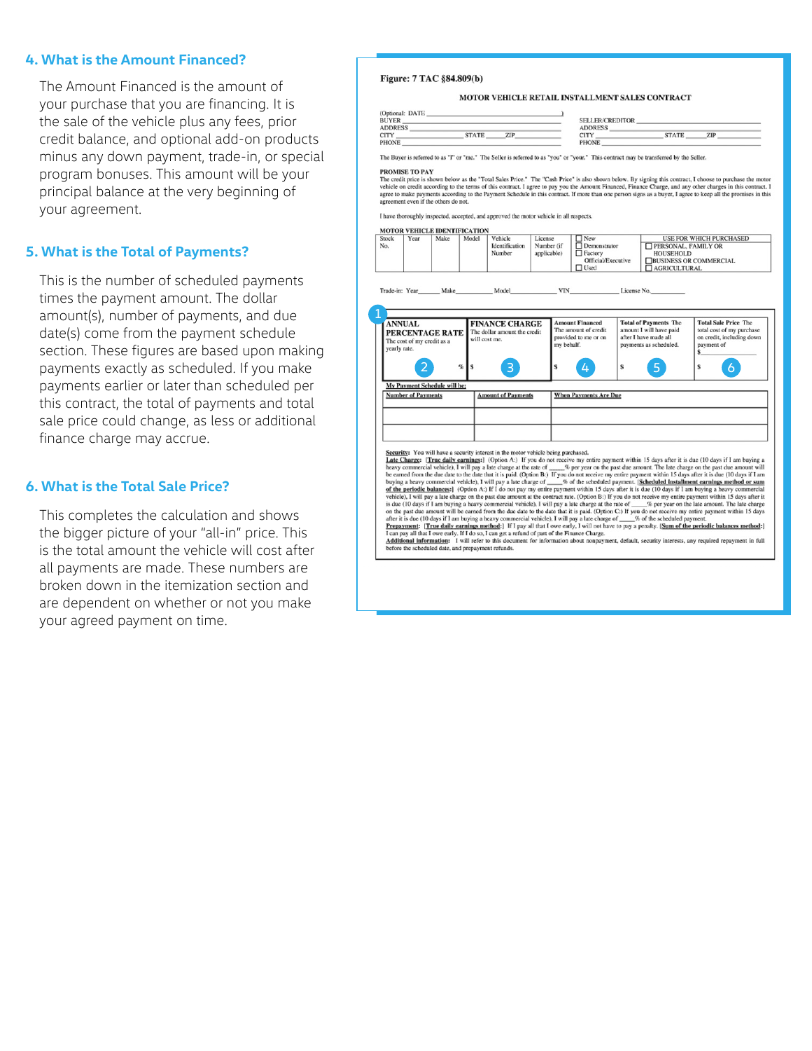## 4. What is the Amount Financed?

The Amount Financed is the amount of your purchase that you are financing. It is the sale of the vehicle plus any fees, prior credit balance, and optional add-on products minus any down payment, trade-in, or special program bonuses. This amount will be your principal balance at the very beginning of your agreement.

## 5. What is the Total of Payments?

This is the number of scheduled payments times the payment amount. The dollar amount(s), number of payments, and due date(s) come from the payment schedule section. These figures are based upon making payments exactly as scheduled. If you make payments earlier or later than scheduled per this contract, the total of payments and total sale price could change, as less or additional finance charge may accrue.

## 6. What is the Total Sale Price?

This completes the calculation and shows the bigger picture of your "all-in" price. This is the total amount the vehicle will cost after all payments are made. These numbers are broken down in the itemization section and are dependent on whether or not you make your agreed payment on time.

**Figure: 7 TAC §84.809(b)**

**MOTOR VEHICLE RETAIL INSTALLMENT SALES CONTRACT**

(Optional: DATE ______________)
BUYER ______________
ADDRESS ______________
CITY ______________ STATE ______ ZIP ______
PHONE ______________

SELLER/CREDITOR ______________
ADDRESS ______________
CITY ______________ STATE ______ ZIP ______
PHONE ______________

The Buyer is referred to as "I" or "me." The Seller is referred to as "you" or "your." This contract may be transferred by the Seller.

**PROMISE TO PAY**
The credit price is shown below as the "Total Sales Price." The "Cash Price" is also shown below. By signing this contract, I choose to purchase the motor vehicle on credit according to the terms of this contract. I agree to pay you the Amount Financed, Finance Charge, and any other charges in this contract. I agree to make payments according to the Payment Schedule in this contract. If more than one person signs as a buyer, I agree to keep all the promises in this agreement even if the others do not.

I have thoroughly inspected, accepted, and approved the motor vehicle in all respects.

**MOTOR VEHICLE IDENTIFICATION**

| Stock No. | Year | Make | Model | Vehicle Identification Number | License Number (if applicable) | ☐ New ☐ Demonstrator ☐ Factory Official/Executive ☐ Used | USE FOR WHICH PURCHASED ☐ PERSONAL, FAMILY OR HOUSEHOLD ☐ BUSINESS OR COMMERCIAL ☐ AGRICULTURAL |
|---|---|---|---|---|---|---|---|
| | | | | | | | |

Trade-in: Year______ Make__________ Model____________ VIN______________ License No.__________

1

| ANNUAL PERCENTAGE RATE The cost of my credit as a yearly rate. | FINANCE CHARGE The dollar amount the credit will cost me. | Amount Financed The amount of credit provided to me or on my behalf. | Total of Payments The amount I will have paid after I have made all payments as scheduled. | Total Sale Price The total cost of my purchase on credit, including down payment of $______ |
|---|---|---|---|---|
| 2 % | $ 3 | $ 4 | $ 5 | $ 6 |

**My Payment Schedule will be:**

| Number of Payments | Amount of Payments | When Payments Are Due |
|---|---|---|
| | | |
| | | |

**Security:** You will have a security interest in the motor vehicle being purchased.
**Late Charge:** [**True daily earnings:**] (Option A:) If you do not receive my entire payment within 15 days after it is due (10 days if I am buying a heavy commercial vehicle), I will pay a late charge at the rate of _____% per year on the past due amount. The late charge on the past due amount will be earned from the due date to the date that it is paid. (Option B:) If you do not receive my entire payment within 15 days after it is due (10 days if I am buying a heavy commercial vehicle), I will pay a late charge of _____% of the scheduled payment. [**Scheduled installment earnings method or sum of the periodic balances:**] (Option A:) If I do not pay my entire payment within 15 days after it is due (10 days if I am buying a heavy commercial vehicle), I will pay a late charge on the past due amount at the contract rate. (Option B:) If you do not receive my entire payment within 15 days after it is due (10 days if I am buying a heavy commercial vehicle), I will pay a late charge at the rate of _____% per year on the late amount. The late charge on the past due amount will be earned from the due date to the date that it is paid. (Option C:) If you do not receive my entire payment within 15 days after it is due (10 days if I am buying a heavy commercial vehicle), I will pay a late charge of _____% of the scheduled payment.
**Prepayment:** [**True daily earnings method:**] If I pay all that I owe early, I will not have to pay a penalty. [**Sum of the periodic balances method:**] I can pay all that I owe early. If I do so, I can get a refund of part of the Finance Charge.
**Additional information:** I will refer to this document for information about nonpayment, default, security interests, any required repayment in full before the scheduled date, and prepayment refunds.